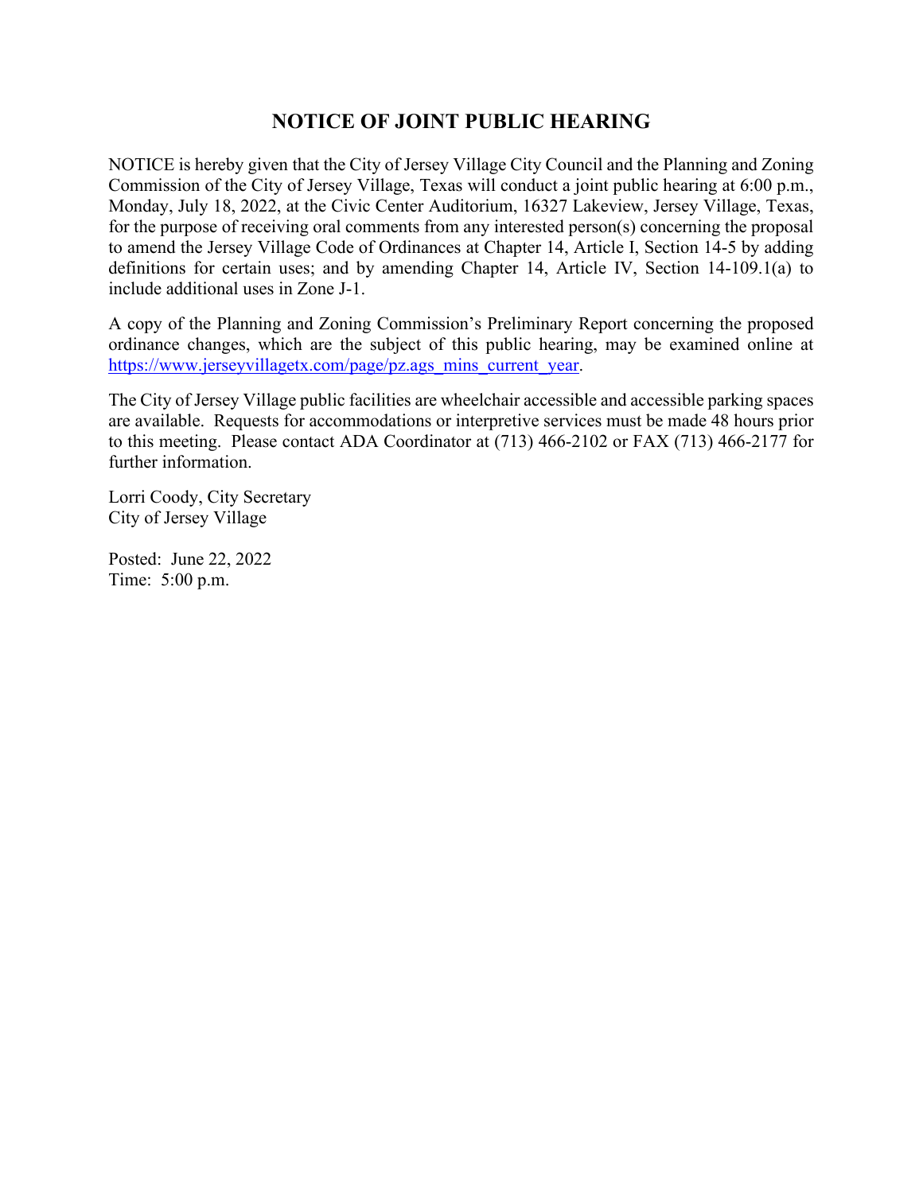# NOTICE OF JOINT PUBLIC HEARING

NOTICE is hereby given that the City of Jersey Village City Council and the Planning and Zoning Commission of the City of Jersey Village, Texas will conduct a joint public hearing at 6:00 p.m., Monday, July 18, 2022, at the Civic Center Auditorium, 16327 Lakeview, Jersey Village, Texas, for the purpose of receiving oral comments from any interested person(s) concerning the proposal to amend the Jersey Village Code of Ordinances at Chapter 14, Article I, Section 14-5 by adding definitions for certain uses; and by amending Chapter 14, Article IV, Section 14-109.1(a) to include additional uses in Zone J-1.

A copy of the Planning and Zoning Commission's Preliminary Report concerning the proposed ordinance changes, which are the subject of this public hearing, may be examined online at [https://www.jerseyvillagetx.com/page/pz.ags_mins_current_year](https://www.jerseyvillagetx.com/page/pz.ags_mins_current_year).

The City of Jersey Village public facilities are wheelchair accessible and accessible parking spaces are available. Requests for accommodations or interpretive services must be made 48 hours prior to this meeting. Please contact ADA Coordinator at (713) 466-2102 or FAX (713) 466-2177 for further information.

Lorri Coody, City Secretary
City of Jersey Village

Posted: June 22, 2022
Time: 5:00 p.m.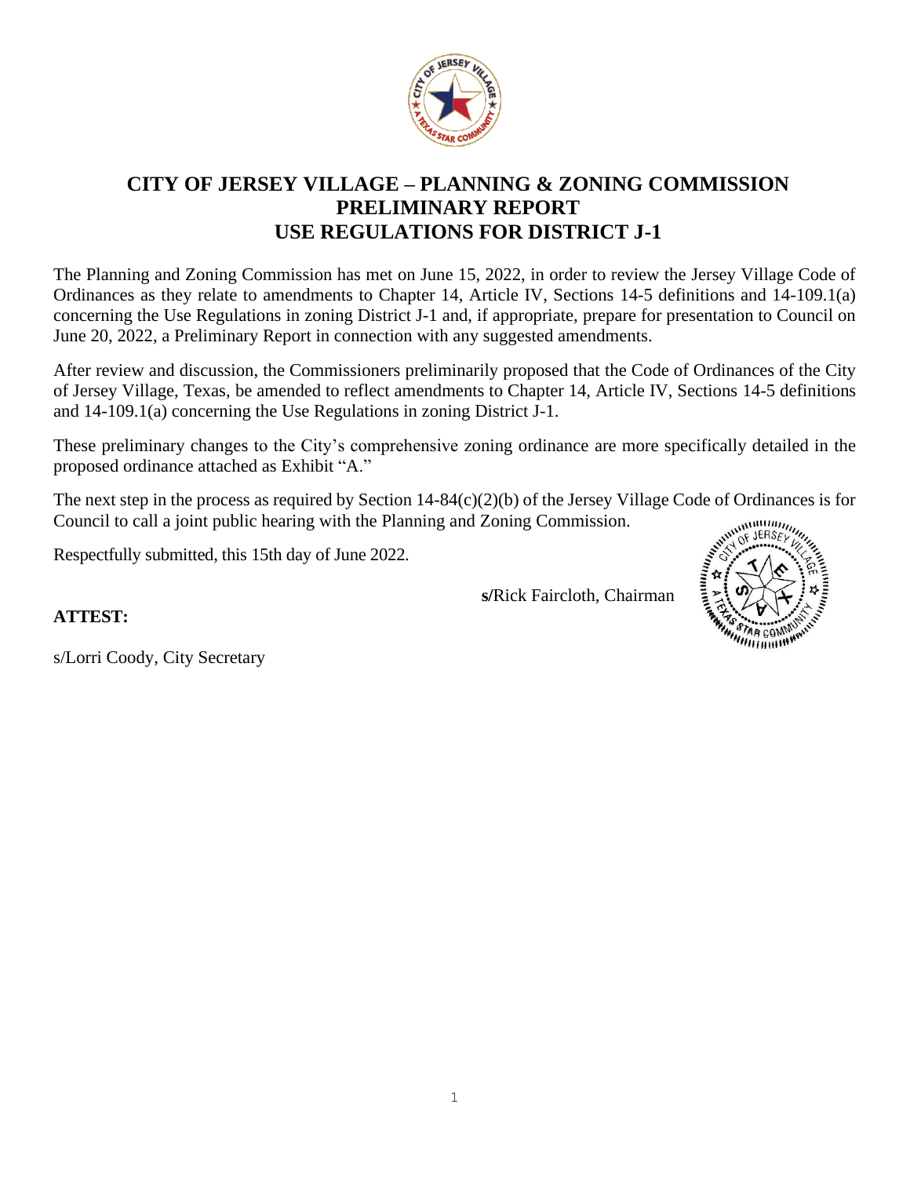# CITY OF JERSEY VILLAGE – PLANNING & ZONING COMMISSION PRELIMINARY REPORT USE REGULATIONS FOR DISTRICT J-1

The Planning and Zoning Commission has met on June 15, 2022, in order to review the Jersey Village Code of Ordinances as they relate to amendments to Chapter 14, Article IV, Sections 14-5 definitions and 14-109.1(a) concerning the Use Regulations in zoning District J-1 and, if appropriate, prepare for presentation to Council on June 20, 2022, a Preliminary Report in connection with any suggested amendments.

After review and discussion, the Commissioners preliminarily proposed that the Code of Ordinances of the City of Jersey Village, Texas, be amended to reflect amendments to Chapter 14, Article IV, Sections 14-5 definitions and 14-109.1(a) concerning the Use Regulations in zoning District J-1.

These preliminary changes to the City's comprehensive zoning ordinance are more specifically detailed in the proposed ordinance attached as Exhibit "A."

The next step in the process as required by Section 14-84(c)(2)(b) of the Jersey Village Code of Ordinances is for Council to call a joint public hearing with the Planning and Zoning Commission.

Respectfully submitted, this 15th day of June 2022.

**s/**Rick Faircloth, Chairman

**ATTEST:**

s/Lorri Coody, City Secretary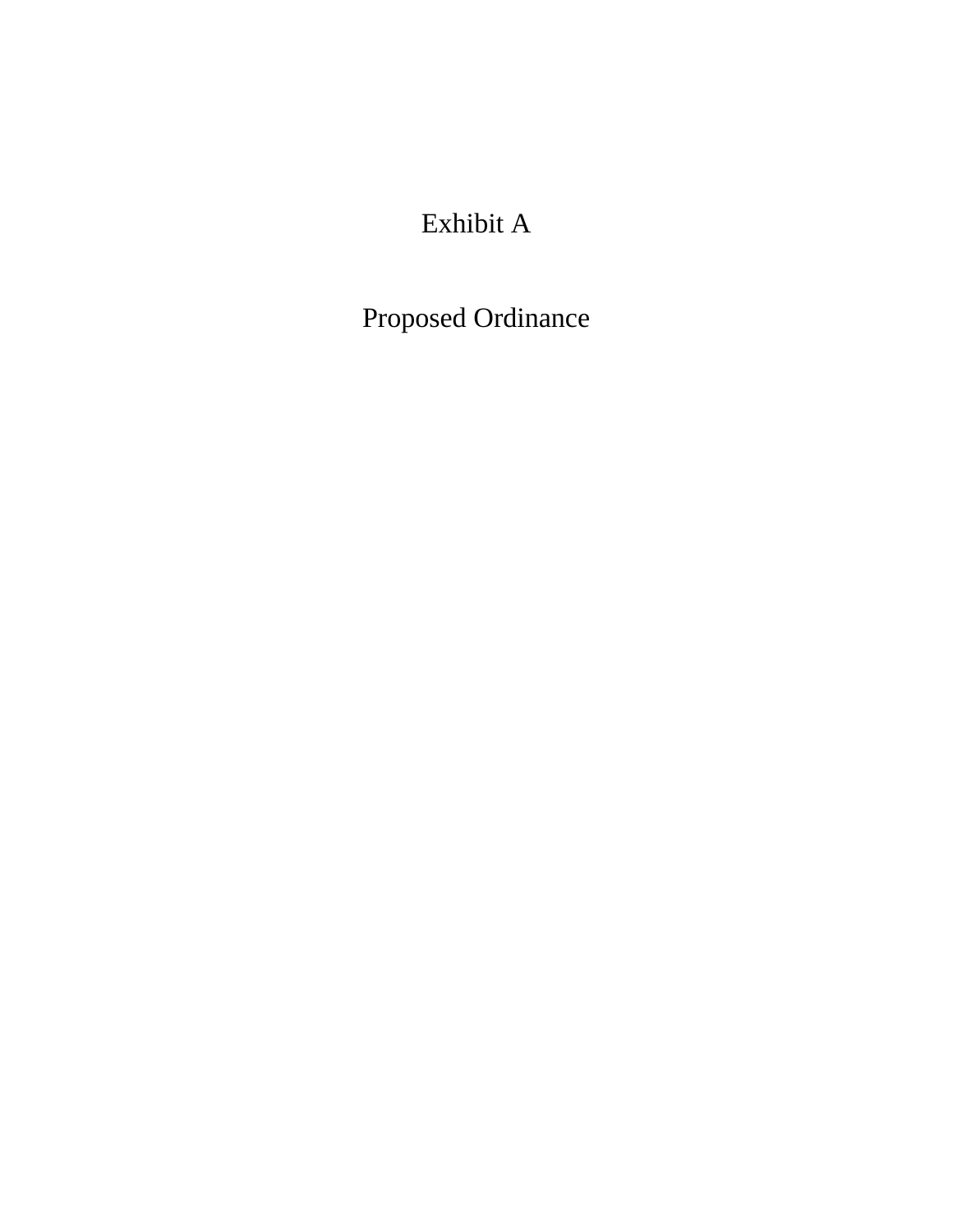# Exhibit A

# Proposed Ordinance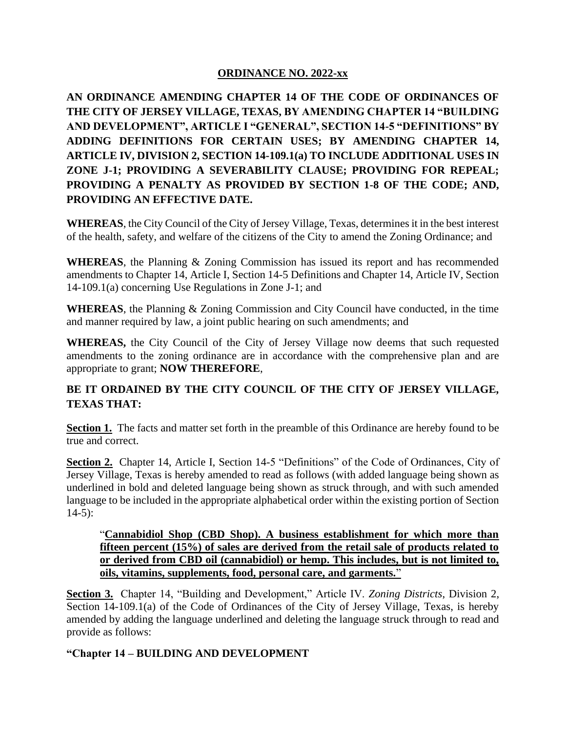**ORDINANCE NO. 2022-xx**

**AN ORDINANCE AMENDING CHAPTER 14 OF THE CODE OF ORDINANCES OF THE CITY OF JERSEY VILLAGE, TEXAS, BY AMENDING CHAPTER 14 "BUILDING AND DEVELOPMENT", ARTICLE I "GENERAL", SECTION 14-5 "DEFINITIONS" BY ADDING DEFINITIONS FOR CERTAIN USES; BY AMENDING CHAPTER 14, ARTICLE IV, DIVISION 2, SECTION 14-109.1(a) TO INCLUDE ADDITIONAL USES IN ZONE J-1; PROVIDING A SEVERABILITY CLAUSE; PROVIDING FOR REPEAL; PROVIDING A PENALTY AS PROVIDED BY SECTION 1-8 OF THE CODE; AND, PROVIDING AN EFFECTIVE DATE.**

**WHEREAS**, the City Council of the City of Jersey Village, Texas, determines it in the best interest of the health, safety, and welfare of the citizens of the City to amend the Zoning Ordinance; and

**WHEREAS**, the Planning & Zoning Commission has issued its report and has recommended amendments to Chapter 14, Article I, Section 14-5 Definitions and Chapter 14, Article IV, Section 14-109.1(a) concerning Use Regulations in Zone J-1; and

**WHEREAS**, the Planning & Zoning Commission and City Council have conducted, in the time and manner required by law, a joint public hearing on such amendments; and

**WHEREAS,** the City Council of the City of Jersey Village now deems that such requested amendments to the zoning ordinance are in accordance with the comprehensive plan and are appropriate to grant; **NOW THEREFORE**,

**BE IT ORDAINED BY THE CITY COUNCIL OF THE CITY OF JERSEY VILLAGE, TEXAS THAT:**

**Section 1.** The facts and matter set forth in the preamble of this Ordinance are hereby found to be true and correct.

**Section 2.** Chapter 14, Article I, Section 14-5 "Definitions" of the Code of Ordinances, City of Jersey Village, Texas is hereby amended to read as follows (with added language being shown as underlined in bold and deleted language being shown as struck through, and with such amended language to be included in the appropriate alphabetical order within the existing portion of Section 14-5):

> "**Cannabidiol Shop (CBD Shop). A business establishment for which more than fifteen percent (15%) of sales are derived from the retail sale of products related to or derived from CBD oil (cannabidiol) or hemp. This includes, but is not limited to, oils, vitamins, supplements, food, personal care, and garments.**"

**Section 3.** Chapter 14, "Building and Development," Article IV. *Zoning Districts*, Division 2, Section 14-109.1(a) of the Code of Ordinances of the City of Jersey Village, Texas, is hereby amended by adding the language underlined and deleting the language struck through to read and provide as follows:

**"Chapter 14 – BUILDING AND DEVELOPMENT**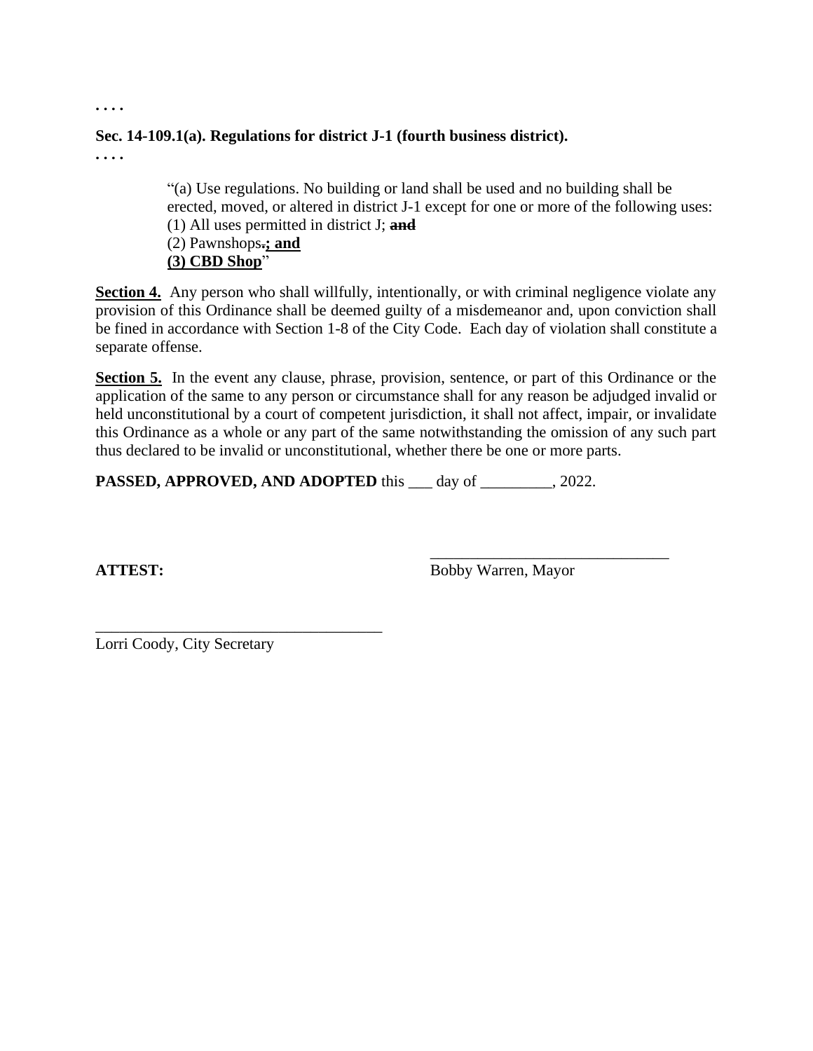. . . .

**Sec. 14-109.1(a). Regulations for district J-1 (fourth business district).**

. . . .

> "(a) Use regulations. No building or land shall be used and no building shall be erected, moved, or altered in district J-1 except for one or more of the following uses:
> (1) All uses permitted in district J; ~~**and**~~
> (2) Pawnshops~~.~~**; and**
> **(3) CBD Shop**"

**Section 4.** Any person who shall willfully, intentionally, or with criminal negligence violate any provision of this Ordinance shall be deemed guilty of a misdemeanor and, upon conviction shall be fined in accordance with Section 1-8 of the City Code. Each day of violation shall constitute a separate offense.

**Section 5.** In the event any clause, phrase, provision, sentence, or part of this Ordinance or the application of the same to any person or circumstance shall for any reason be adjudged invalid or held unconstitutional by a court of competent jurisdiction, it shall not affect, impair, or invalidate this Ordinance as a whole or any part of the same notwithstanding the omission of any such part thus declared to be invalid or unconstitutional, whether there be one or more parts.

**PASSED, APPROVED, AND ADOPTED** this ___ day of _________, 2022.

______________________________
Bobby Warren, Mayor

**ATTEST:**

_____________________________________
Lorri Coody, City Secretary